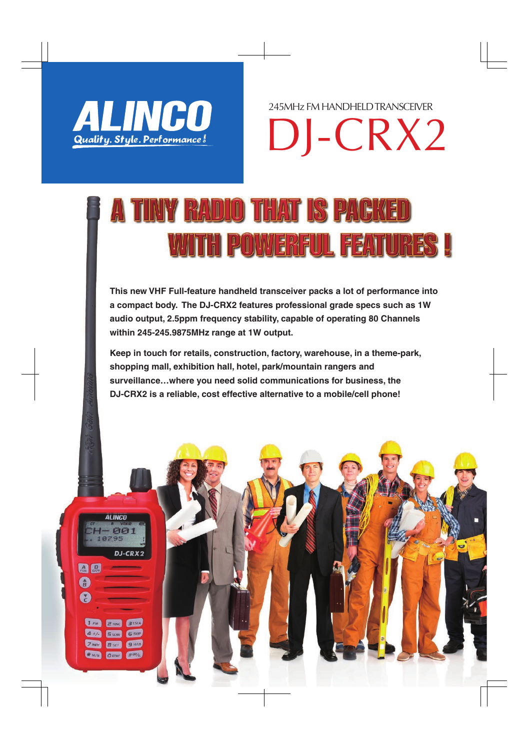# ALINCO

Quality. Style. Performance!

245MHz FM HANDHELD TRANSCEIVER

# DJ-CRX2

## A TINY RADIO THAT IS PACKED WITH POWERFUL FEATURES !

**This new VHF Full-feature handheld transceiver packs a lot of performance into a compact body. The DJ-CRX2 features professional grade specs such as 1W audio output, 2.5ppm frequency stability, capable of operating 80 Channels within 245-245.9875MHz range at 1W output.**

**Keep in touch for retails, construction, factory, warehouse, in a theme-park, shopping mall, exhibition hall, hotel, park/mountain rangers and surveillance…where you need solid communications for business, the DJ-CRX2 is a reliable, cost effective alternative to a mobile/cell phone!**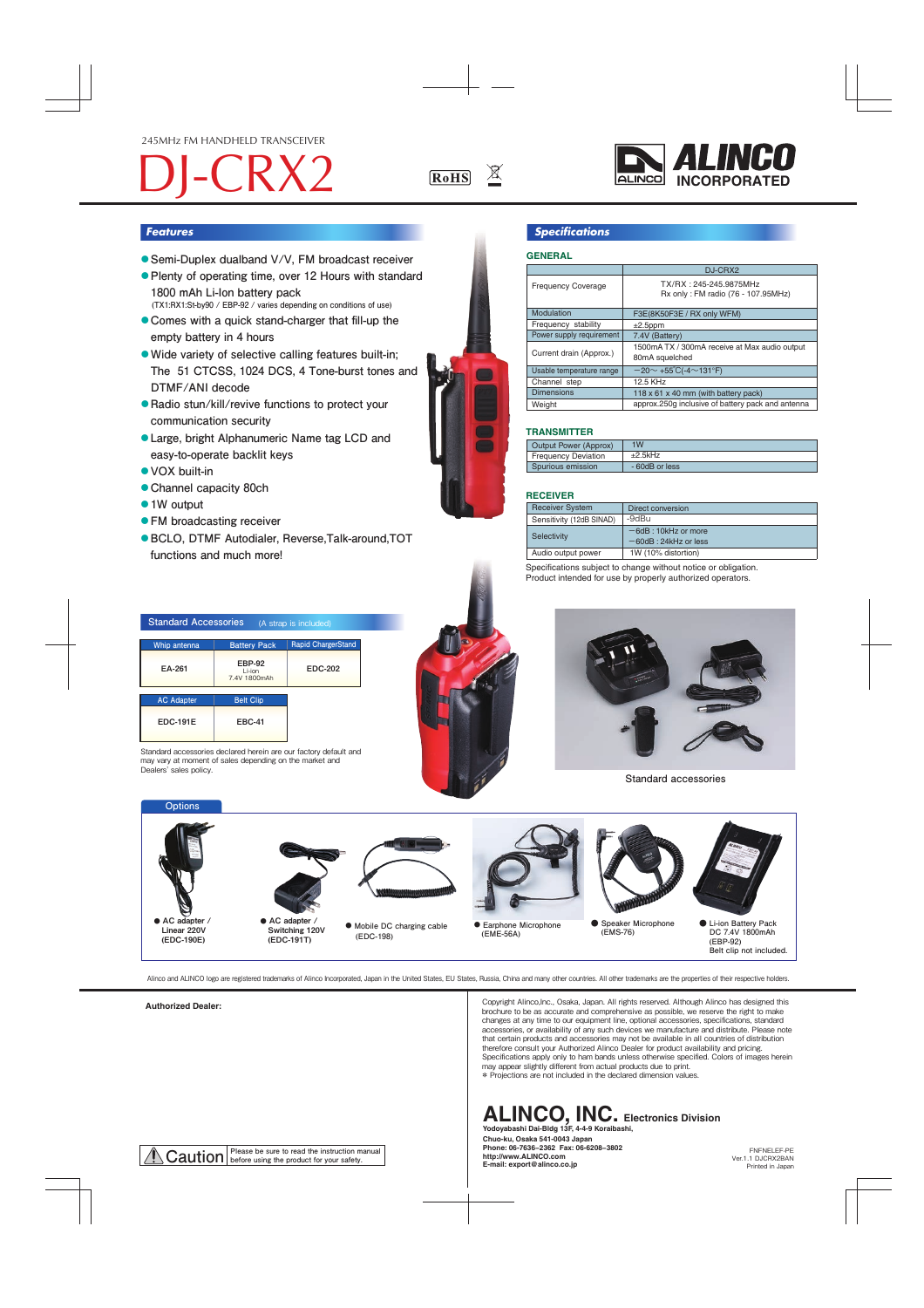245MHz FM HANDHELD TRANSCEIVER

# DJ-CRX2

RoHS

ALINCO INCORPORATED

## Features

- Semi-Duplex dualband V/V, FM broadcast receiver
- Plenty of operating time, over 12 Hours with standard 1800 mAh Li-Ion battery pack (TX1:RX1:St-by90 / EBP-92 / varies depending on conditions of use)
- Comes with a quick stand-charger that fill-up the empty battery in 4 hours
- Wide variety of selective calling features built-in; The 51 CTCSS, 1024 DCS, 4 Tone-burst tones and DTMF/ANI decode
- Radio stun/kill/revive functions to protect your communication security
- Large, bright Alphanumeric Name tag LCD and easy-to-operate backlit keys
- VOX built-in
- Channel capacity 80ch
- 1W output
- FM broadcasting receiver
- BCLO, DTMF Autodialer, Reverse,Talk-around,TOT functions and much more!

## Specifications

### GENERAL

| | DJ-CRX2 |
|---|---|
| Frequency Coverage | TX/RX : 245-245.9875MHz<br>Rx only : FM radio (76 - 107.95MHz) |
| Modulation | F3E(8K50F3E / RX only WFM) |
| Frequency stability | ±2.5ppm |
| Power supply requirement | 7.4V (Battery) |
| Current drain (Approx.) | 1500mA TX / 300mA receive at Max audio output<br>80mA squelched |
| Usable temperature range | −20〜 +55˚C(-4〜131°F) |
| Channel step | 12.5 KHz |
| Dimensions | 118 x 61 x 40 mm (with battery pack) |
| Weight | approx.250g inclusive of battery pack and antenna |

### TRANSMITTER

| | |
|---|---|
| Output Power (Approx) | 1W |
| Frequency Deviation | ±2.5kHz |
| Spurious emission | - 60dB or less |

### RECEIVER

| | |
|---|---|
| Receiver System | Direct conversion |
| Sensitivity (12dB SINAD) | -9dBu |
| Selectivity | −6dB : 10kHz or more<br>−60dB : 24kHz or less |
| Audio output power | 1W (10% distortion) |

Specifications subject to change without notice or obligation.
Product intended for use by properly authorized operators.

## Standard Accessories (A strap is included)

| Whip antenna | Battery Pack | Rapid ChargerStand |
|---|---|---|
| EA-261 | EBP-92<br>Li-ion<br>7.4V 1800mAh | EDC-202 |

| AC Adapter | Belt Clip |
|---|---|
| EDC-191E | EBC-41 |

Standard accessories declared herein are our factory default and may vary at moment of sales depending on the market and Dealers' sales policy.

Standard accessories

## Options

- AC adapter / Linear 220V (EDC-190E)
- AC adapter / Switching 120V (EDC-191T)
- Mobile DC charging cable (EDC-198)
- Earphone Microphone (EME-56A)
- Speaker Microphone (EMS-76)
- Li-ion Battery Pack DC 7.4V 1800mAh (EBP-92) Belt clip not included.

Alinco and ALINCO logo are registered trademarks of Alinco Incorporated, Japan in the United States, EU States, Russia, China and many other countries. All other trademarks are the properties of their respective holders.

**Authorized Dealer:**

Copyright Alinco,Inc., Osaka, Japan. All rights reserved. Although Alinco has designed this brochure to be as accurate and comprehensive as possible, we reserve the right to make changes at any time to our equipment line, optional accessories, specifications, standard accessories, or availability of any such devices we manufacture and distribute. Please note that certain products and accessories may not be available in all countries of distribution therefore consult your Authorized Alinco Dealer for product availability and pricing. Specifications apply only to ham bands unless otherwise specified. Colors of images herein may appear slightly different from actual products due to print.
* Projections are not included in the declared dimension values.

**ALINCO, INC.** **Electronics Division**
**Yodoyabashi Dai-Bldg 13F, 4-4-9 Koraibashi,**
**Chuo-ku, Osaka 541-0043 Japan**
**Phone: 06-7636-2362 Fax: 06-6208-3802**
**http://www.ALINCO.com**
**E-mail: export@alinco.co.jp**

Caution — Please be sure to read the instruction manual before using the product for your safety.

FNFNELEF-PE
Ver.1.1 DJCRX2BAN
Printed in Japan